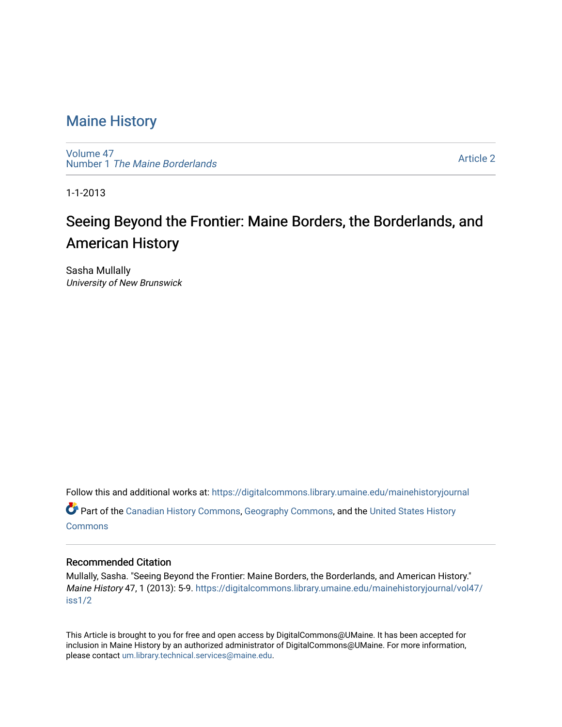# Maine History

Volume 47
Number 1 *The Maine Borderlands*

Article 2

1-1-2013

## Seeing Beyond the Frontier: Maine Borders, the Borderlands, and American History

Sasha Mullally
*University of New Brunswick*

Follow this and additional works at: https://digitalcommons.library.umaine.edu/mainehistoryjournal

Part of the Canadian History Commons, Geography Commons, and the United States History Commons

### Recommended Citation

Mullally, Sasha. "Seeing Beyond the Frontier: Maine Borders, the Borderlands, and American History." *Maine History* 47, 1 (2013): 5-9. https://digitalcommons.library.umaine.edu/mainehistoryjournal/vol47/iss1/2

This Article is brought to you for free and open access by DigitalCommons@UMaine. It has been accepted for inclusion in Maine History by an authorized administrator of DigitalCommons@UMaine. For more information, please contact um.library.technical.services@maine.edu.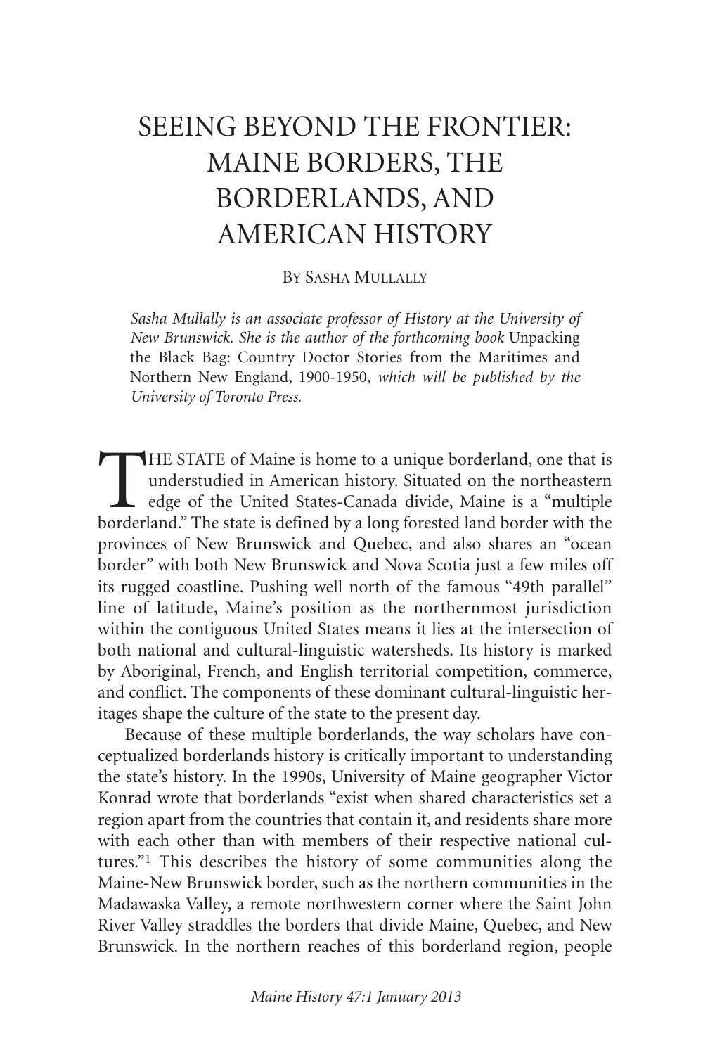# SEEING BEYOND THE FRONTIER: MAINE BORDERS, THE BORDERLANDS, AND AMERICAN HISTORY

By Sasha Mullally

*Sasha Mullally is an associate professor of History at the University of New Brunswick. She is the author of the forthcoming book* Unpacking the Black Bag: Country Doctor Stories from the Maritimes and Northern New England, 1900-1950, *which will be published by the University of Toronto Press.*

THE STATE of Maine is home to a unique borderland, one that is understudied in American history. Situated on the northeastern edge of the United States-Canada divide, Maine is a "multiple borderland." The state is defined by a long forested land border with the provinces of New Brunswick and Quebec, and also shares an "ocean border" with both New Brunswick and Nova Scotia just a few miles off its rugged coastline. Pushing well north of the famous "49th parallel" line of latitude, Maine's position as the northernmost jurisdiction within the contiguous United States means it lies at the intersection of both national and cultural-linguistic watersheds. Its history is marked by Aboriginal, French, and English territorial competition, commerce, and conflict. The components of these dominant cultural-linguistic heritages shape the culture of the state to the present day.

Because of these multiple borderlands, the way scholars have conceptualized borderlands history is critically important to understanding the state's history. In the 1990s, University of Maine geographer Victor Konrad wrote that borderlands "exist when shared characteristics set a region apart from the countries that contain it, and residents share more with each other than with members of their respective national cultures."[1] This describes the history of some communities along the Maine-New Brunswick border, such as the northern communities in the Madawaska Valley, a remote northwestern corner where the Saint John River Valley straddles the borders that divide Maine, Quebec, and New Brunswick. In the northern reaches of this borderland region, people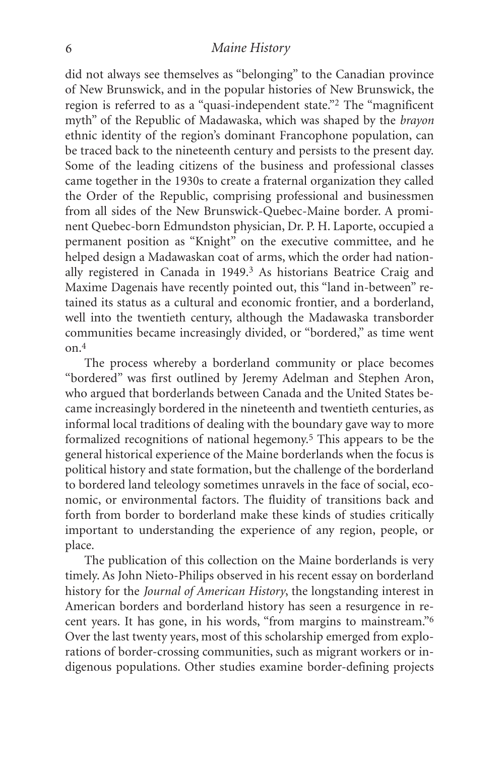did not always see themselves as "belonging" to the Canadian province of New Brunswick, and in the popular histories of New Brunswick, the region is referred to as a "quasi-independent state."[2] The "magnificent myth" of the Republic of Madawaska, which was shaped by the *brayon* ethnic identity of the region's dominant Francophone population, can be traced back to the nineteenth century and persists to the present day. Some of the leading citizens of the business and professional classes came together in the 1930s to create a fraternal organization they called the Order of the Republic, comprising professional and businessmen from all sides of the New Brunswick-Quebec-Maine border. A prominent Quebec-born Edmundston physician, Dr. P. H. Laporte, occupied a permanent position as "Knight" on the executive committee, and he helped design a Madawaskan coat of arms, which the order had nationally registered in Canada in 1949.[3] As historians Beatrice Craig and Maxime Dagenais have recently pointed out, this "land in-between" retained its status as a cultural and economic frontier, and a borderland, well into the twentieth century, although the Madawaska transborder communities became increasingly divided, or "bordered," as time went on.[4]

The process whereby a borderland community or place becomes "bordered" was first outlined by Jeremy Adelman and Stephen Aron, who argued that borderlands between Canada and the United States became increasingly bordered in the nineteenth and twentieth centuries, as informal local traditions of dealing with the boundary gave way to more formalized recognitions of national hegemony.[5] This appears to be the general historical experience of the Maine borderlands when the focus is political history and state formation, but the challenge of the borderland to bordered land teleology sometimes unravels in the face of social, economic, or environmental factors. The fluidity of transitions back and forth from border to borderland make these kinds of studies critically important to understanding the experience of any region, people, or place.

The publication of this collection on the Maine borderlands is very timely. As John Nieto-Philips observed in his recent essay on borderland history for the *Journal of American History*, the longstanding interest in American borders and borderland history has seen a resurgence in recent years. It has gone, in his words, "from margins to mainstream."[6] Over the last twenty years, most of this scholarship emerged from explorations of border-crossing communities, such as migrant workers or indigenous populations. Other studies examine border-defining projects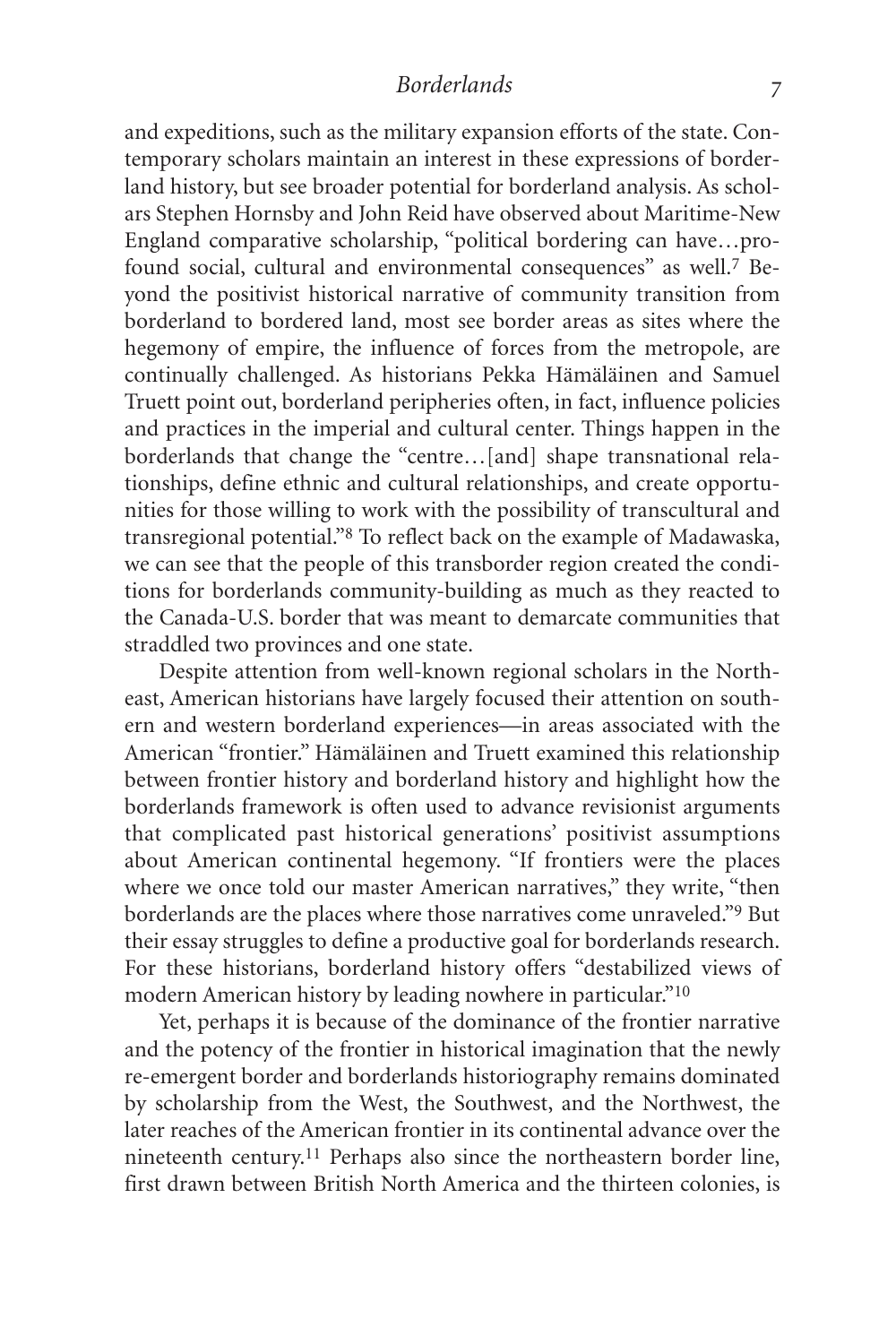and expeditions, such as the military expansion efforts of the state. Contemporary scholars maintain an interest in these expressions of borderland history, but see broader potential for borderland analysis. As scholars Stephen Hornsby and John Reid have observed about Maritime-New England comparative scholarship, "political bordering can have…profound social, cultural and environmental consequences" as well.[7] Beyond the positivist historical narrative of community transition from borderland to bordered land, most see border areas as sites where the hegemony of empire, the influence of forces from the metropole, are continually challenged. As historians Pekka Hämäläinen and Samuel Truett point out, borderland peripheries often, in fact, influence policies and practices in the imperial and cultural center. Things happen in the borderlands that change the "centre…[and] shape transnational relationships, define ethnic and cultural relationships, and create opportunities for those willing to work with the possibility of transcultural and transregional potential."[8] To reflect back on the example of Madawaska, we can see that the people of this transborder region created the conditions for borderlands community-building as much as they reacted to the Canada-U.S. border that was meant to demarcate communities that straddled two provinces and one state.

Despite attention from well-known regional scholars in the Northeast, American historians have largely focused their attention on southern and western borderland experiences—in areas associated with the American "frontier." Hämäläinen and Truett examined this relationship between frontier history and borderland history and highlight how the borderlands framework is often used to advance revisionist arguments that complicated past historical generations' positivist assumptions about American continental hegemony. "If frontiers were the places where we once told our master American narratives," they write, "then borderlands are the places where those narratives come unraveled."[9] But their essay struggles to define a productive goal for borderlands research. For these historians, borderland history offers "destabilized views of modern American history by leading nowhere in particular."[10]

Yet, perhaps it is because of the dominance of the frontier narrative and the potency of the frontier in historical imagination that the newly re-emergent border and borderlands historiography remains dominated by scholarship from the West, the Southwest, and the Northwest, the later reaches of the American frontier in its continental advance over the nineteenth century.[11] Perhaps also since the northeastern border line, first drawn between British North America and the thirteen colonies, is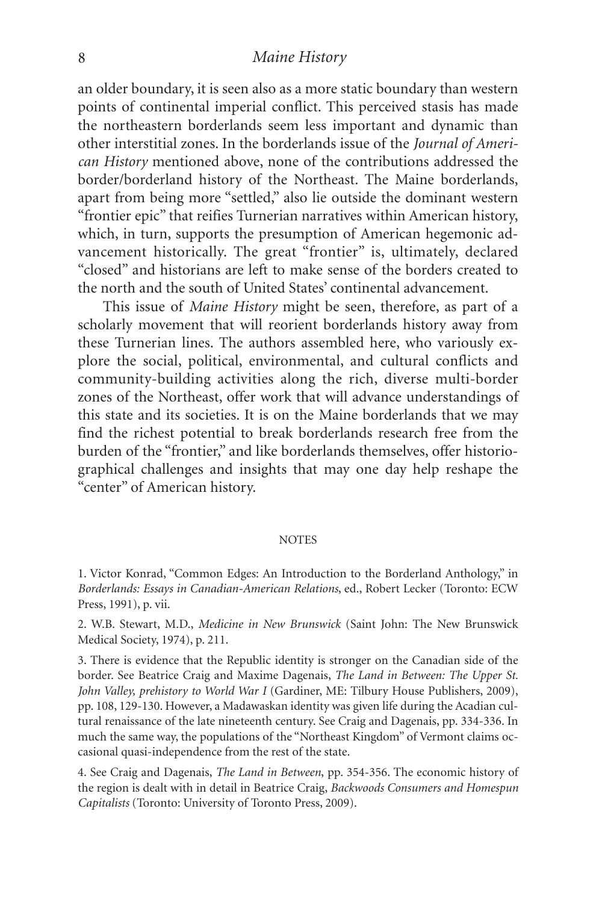an older boundary, it is seen also as a more static boundary than western points of continental imperial conflict. This perceived stasis has made the northeastern borderlands seem less important and dynamic than other interstitial zones. In the borderlands issue of the *Journal of American History* mentioned above, none of the contributions addressed the border/borderland history of the Northeast. The Maine borderlands, apart from being more "settled," also lie outside the dominant western "frontier epic" that reifies Turnerian narratives within American history, which, in turn, supports the presumption of American hegemonic advancement historically. The great "frontier" is, ultimately, declared "closed" and historians are left to make sense of the borders created to the north and the south of United States' continental advancement.

This issue of *Maine History* might be seen, therefore, as part of a scholarly movement that will reorient borderlands history away from these Turnerian lines. The authors assembled here, who variously explore the social, political, environmental, and cultural conflicts and community-building activities along the rich, diverse multi-border zones of the Northeast, offer work that will advance understandings of this state and its societies. It is on the Maine borderlands that we may find the richest potential to break borderlands research free from the burden of the "frontier," and like borderlands themselves, offer historiographical challenges and insights that may one day help reshape the "center" of American history.

## NOTES

1. Victor Konrad, "Common Edges: An Introduction to the Borderland Anthology," in *Borderlands: Essays in Canadian-American Relations*, ed., Robert Lecker (Toronto: ECW Press, 1991), p. vii.

2. W.B. Stewart, M.D., *Medicine in New Brunswick* (Saint John: The New Brunswick Medical Society, 1974), p. 211.

3. There is evidence that the Republic identity is stronger on the Canadian side of the border. See Beatrice Craig and Maxime Dagenais, *The Land in Between: The Upper St. John Valley, prehistory to World War I* (Gardiner, ME: Tilbury House Publishers, 2009), pp. 108, 129-130. However, a Madawaskan identity was given life during the Acadian cultural renaissance of the late nineteenth century. See Craig and Dagenais, pp. 334-336. In much the same way, the populations of the "Northeast Kingdom" of Vermont claims occasional quasi-independence from the rest of the state.

4. See Craig and Dagenais, *The Land in Between*, pp. 354-356. The economic history of the region is dealt with in detail in Beatrice Craig, *Backwoods Consumers and Homespun Capitalists* (Toronto: University of Toronto Press, 2009).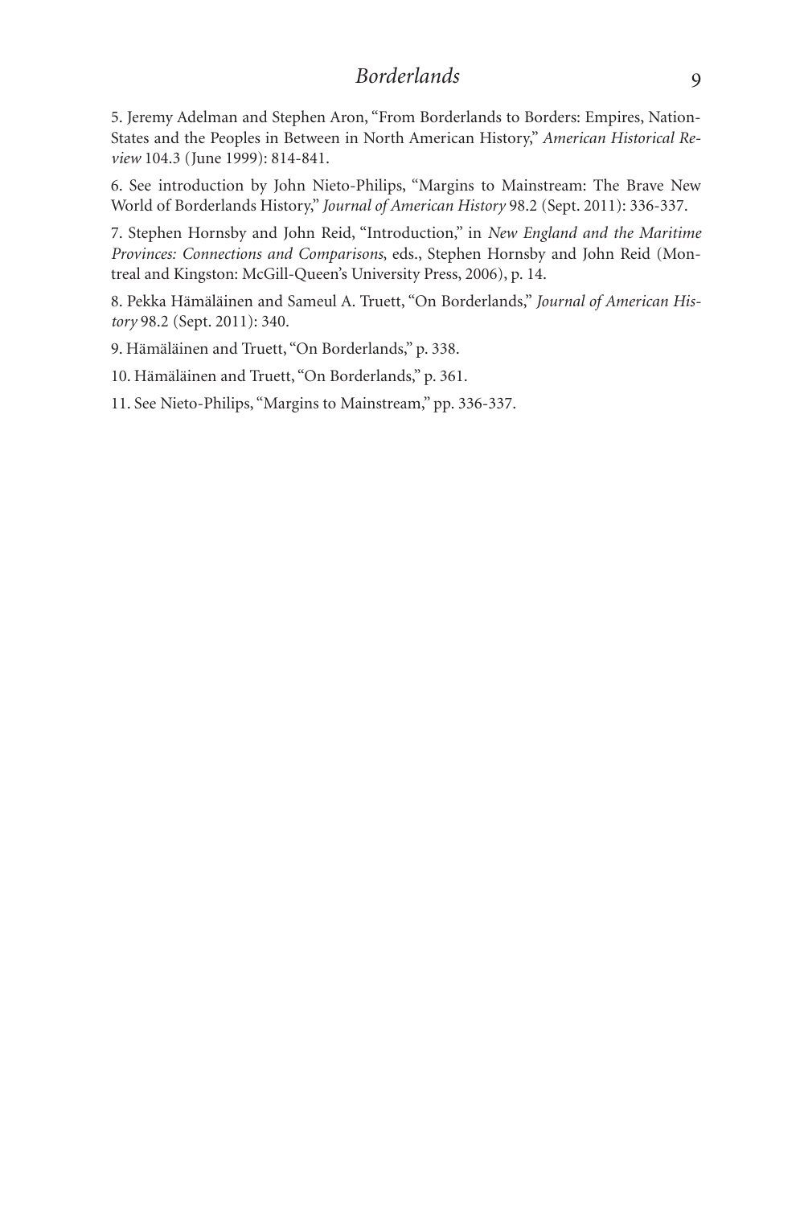5. Jeremy Adelman and Stephen Aron, "From Borderlands to Borders: Empires, Nation-States and the Peoples in Between in North American History," *American Historical Review* 104.3 (June 1999): 814-841.

6. See introduction by John Nieto-Philips, "Margins to Mainstream: The Brave New World of Borderlands History," *Journal of American History* 98.2 (Sept. 2011): 336-337.

7. Stephen Hornsby and John Reid, "Introduction," in *New England and the Maritime Provinces: Connections and Comparisons*, eds., Stephen Hornsby and John Reid (Montreal and Kingston: McGill-Queen's University Press, 2006), p. 14.

8. Pekka Hämäläinen and Sameul A. Truett, "On Borderlands," *Journal of American History* 98.2 (Sept. 2011): 340.

9. Hämäläinen and Truett, "On Borderlands," p. 338.

10. Hämäläinen and Truett, "On Borderlands," p. 361.

11. See Nieto-Philips, "Margins to Mainstream," pp. 336-337.